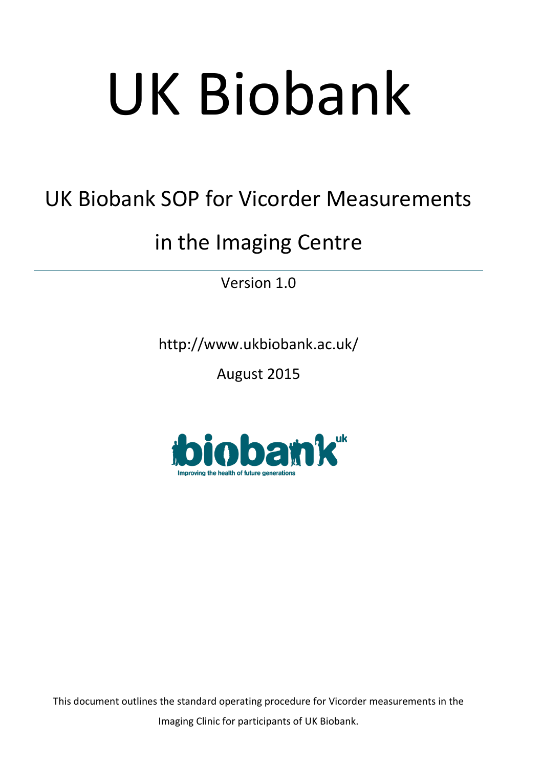# UK Biobank

## UK Biobank SOP for Vicorder Measurements in the Imaging Centre

Version 1.0

http://www.ukbiobank.ac.uk/

August 2015

This document outlines the standard operating procedure for Vicorder measurements in the Imaging Clinic for participants of UK Biobank.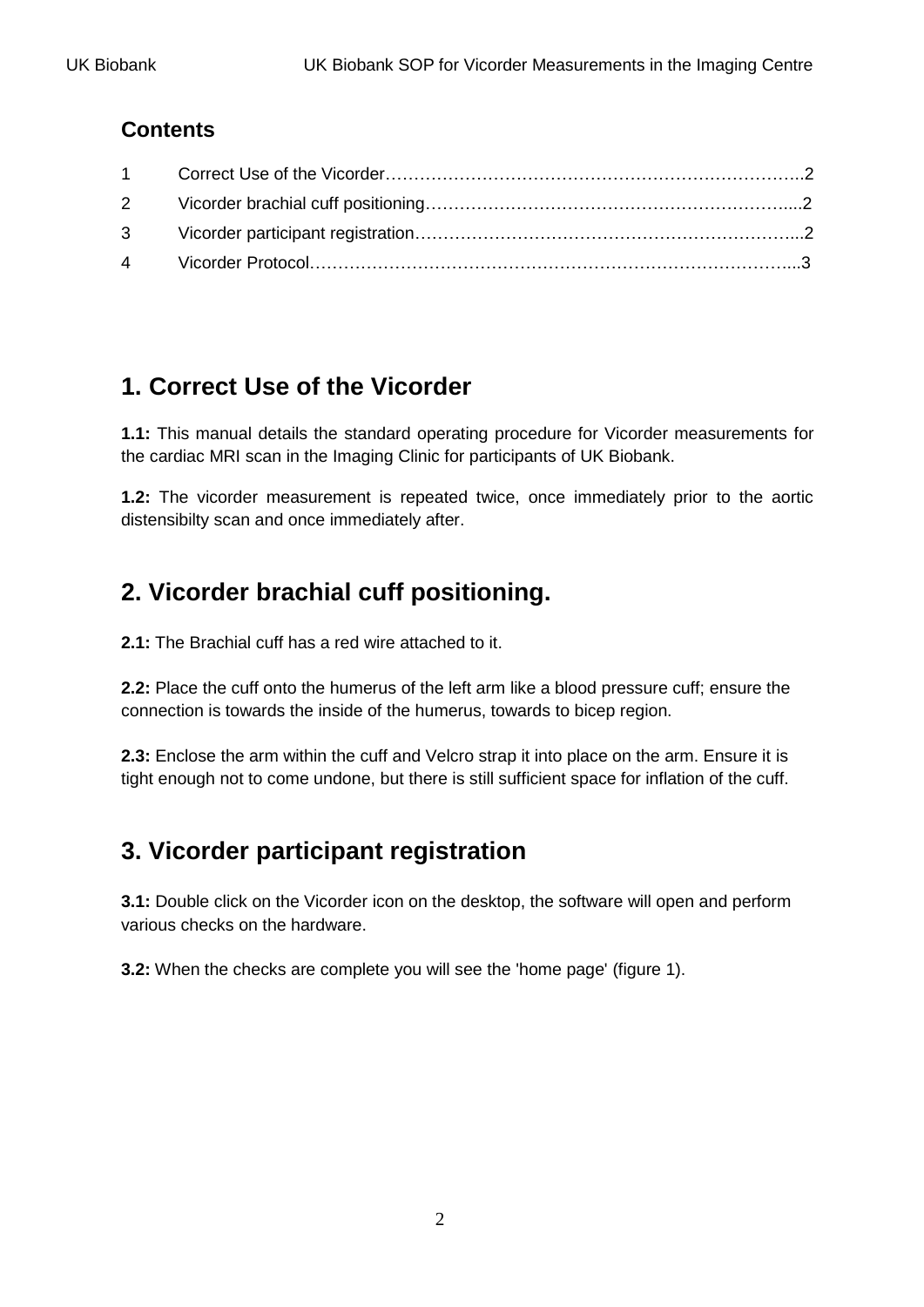## Contents

| | | |
|---|---|---|
| 1 | Correct Use of the Vicorder | 2 |
| 2 | Vicorder brachial cuff positioning | 2 |
| 3 | Vicorder participant registration | 2 |
| 4 | Vicorder Protocol | 3 |

# 1. Correct Use of the Vicorder

**1.1:** This manual details the standard operating procedure for Vicorder measurements for the cardiac MRI scan in the Imaging Clinic for participants of UK Biobank.

**1.2:** The vicorder measurement is repeated twice, once immediately prior to the aortic distensibilty scan and once immediately after.

# 2. Vicorder brachial cuff positioning.

**2.1:** The Brachial cuff has a red wire attached to it.

**2.2:** Place the cuff onto the humerus of the left arm like a blood pressure cuff; ensure the connection is towards the inside of the humerus, towards to bicep region.

**2.3:** Enclose the arm within the cuff and Velcro strap it into place on the arm. Ensure it is tight enough not to come undone, but there is still sufficient space for inflation of the cuff.

# 3. Vicorder participant registration

**3.1:** Double click on the Vicorder icon on the desktop, the software will open and perform various checks on the hardware.

**3.2:** When the checks are complete you will see the 'home page' (figure 1).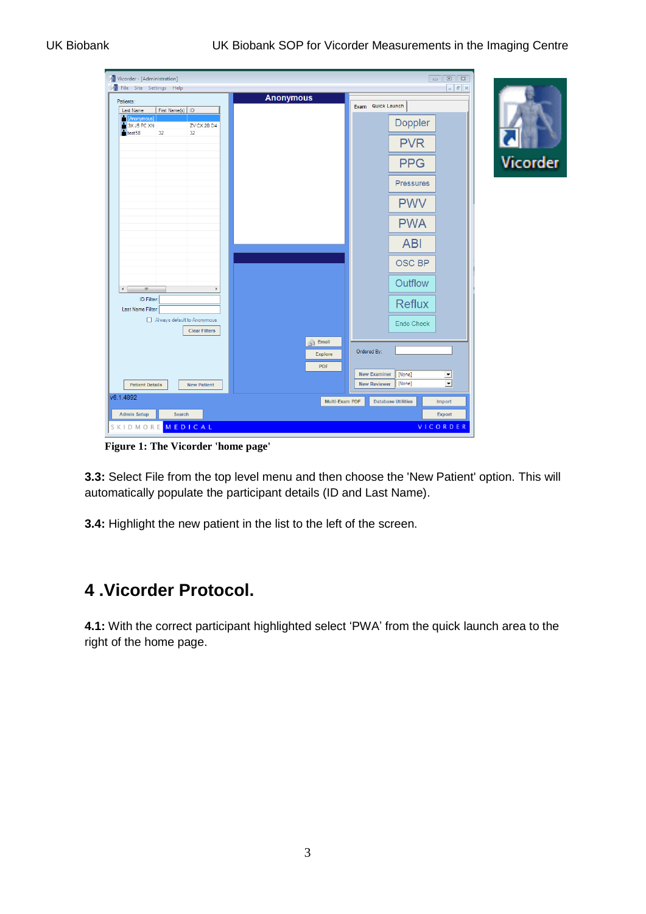Figure 1: The Vicorder 'home page'

**3.3:** Select File from the top level menu and then choose the 'New Patient' option. This will automatically populate the participant details (ID and Last Name).

**3.4:** Highlight the new patient in the list to the left of the screen.

# 4 .Vicorder Protocol.

**4.1:** With the correct participant highlighted select 'PWA' from the quick launch area to the right of the home page.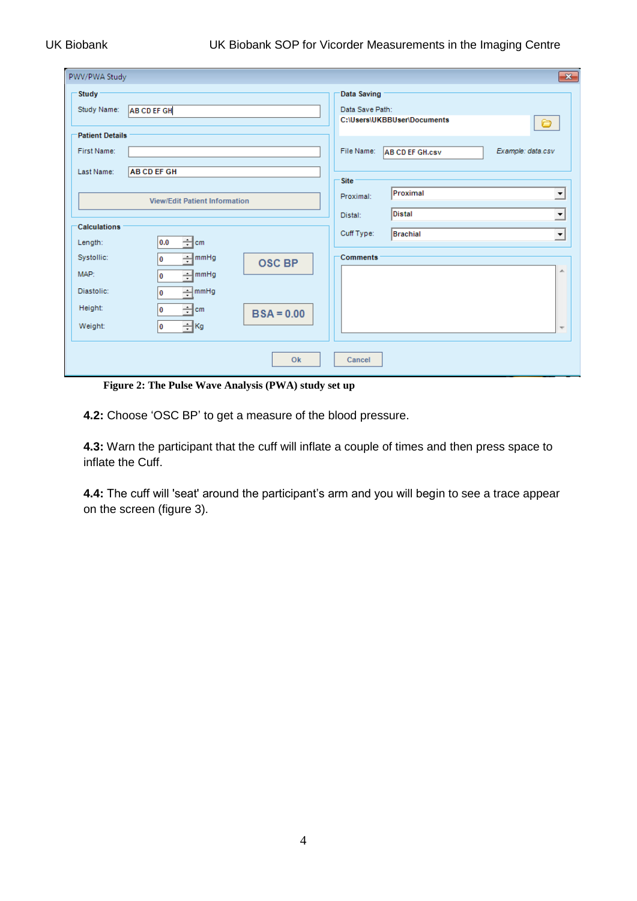**Figure 2: The Pulse Wave Analysis (PWA) study set up**

**4.2:** Choose 'OSC BP' to get a measure of the blood pressure.

**4.3:** Warn the participant that the cuff will inflate a couple of times and then press space to inflate the Cuff.

**4.4:** The cuff will 'seat' around the participant's arm and you will begin to see a trace appear on the screen (figure 3).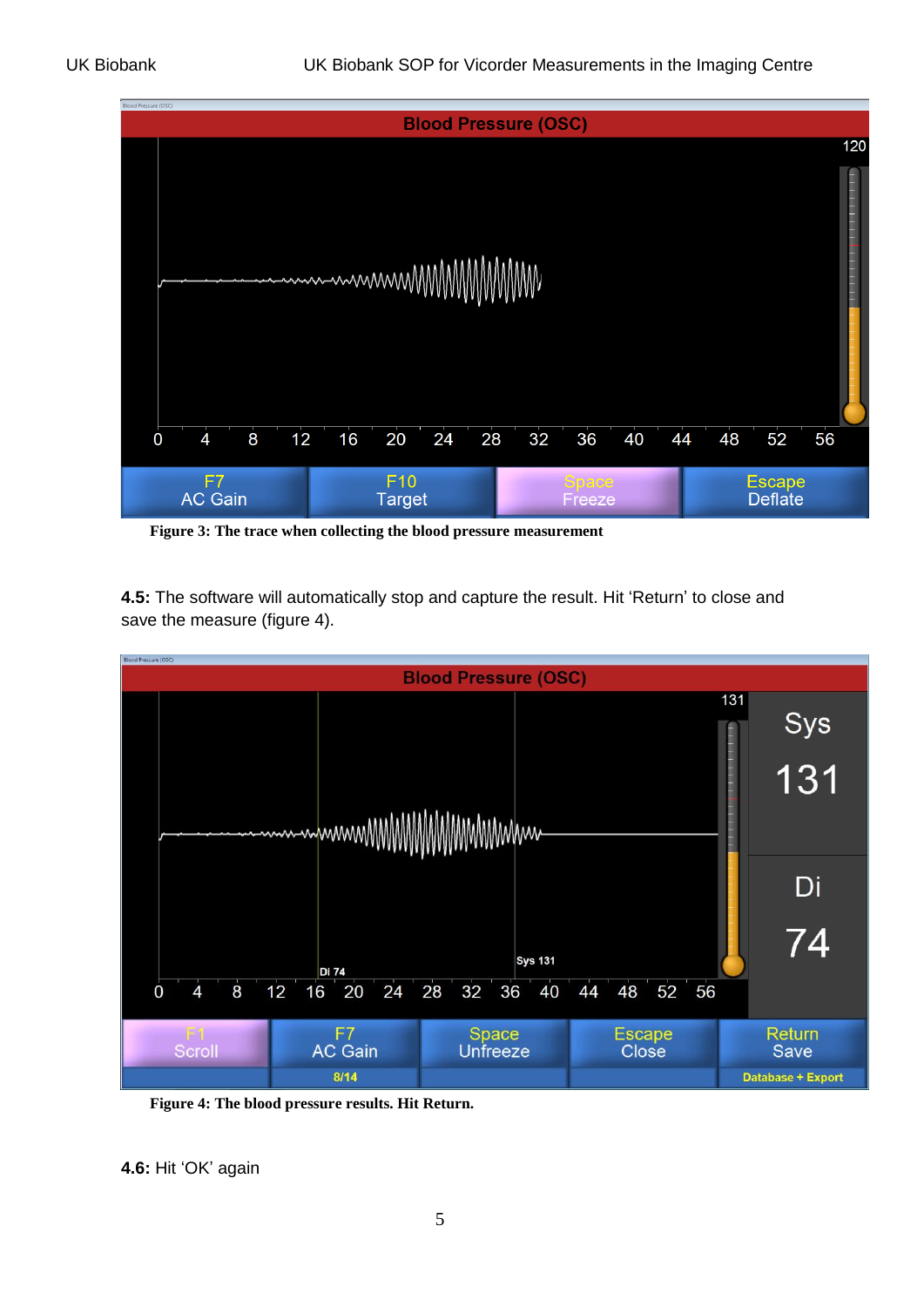**Figure 3: The trace when collecting the blood pressure measurement**

**4.5:** The software will automatically stop and capture the result. Hit 'Return' to close and save the measure (figure 4).

**Figure 4: The blood pressure results. Hit Return.**

**4.6:** Hit 'OK' again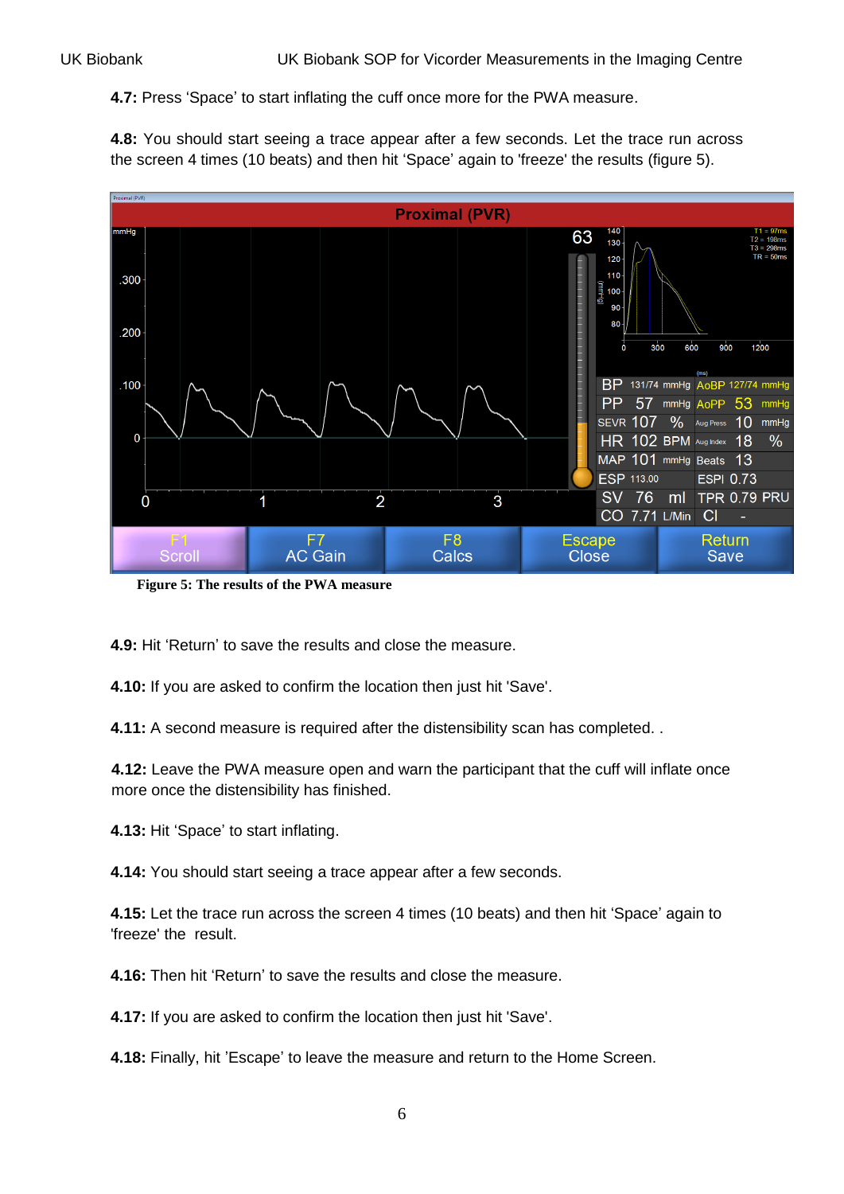**4.7:** Press 'Space' to start inflating the cuff once more for the PWA measure.

**4.8:** You should start seeing a trace appear after a few seconds. Let the trace run across the screen 4 times (10 beats) and then hit 'Space' again to 'freeze' the results (figure 5).

**Figure 5: The results of the PWA measure**

**4.9:** Hit 'Return' to save the results and close the measure.

**4.10:** If you are asked to confirm the location then just hit 'Save'.

**4.11:** A second measure is required after the distensibility scan has completed. .

**4.12:** Leave the PWA measure open and warn the participant that the cuff will inflate once more once the distensibility has finished.

**4.13:** Hit 'Space' to start inflating.

**4.14:** You should start seeing a trace appear after a few seconds.

**4.15:** Let the trace run across the screen 4 times (10 beats) and then hit 'Space' again to 'freeze' the result.

**4.16:** Then hit 'Return' to save the results and close the measure.

**4.17:** If you are asked to confirm the location then just hit 'Save'.

**4.18:** Finally, hit 'Escape' to leave the measure and return to the Home Screen.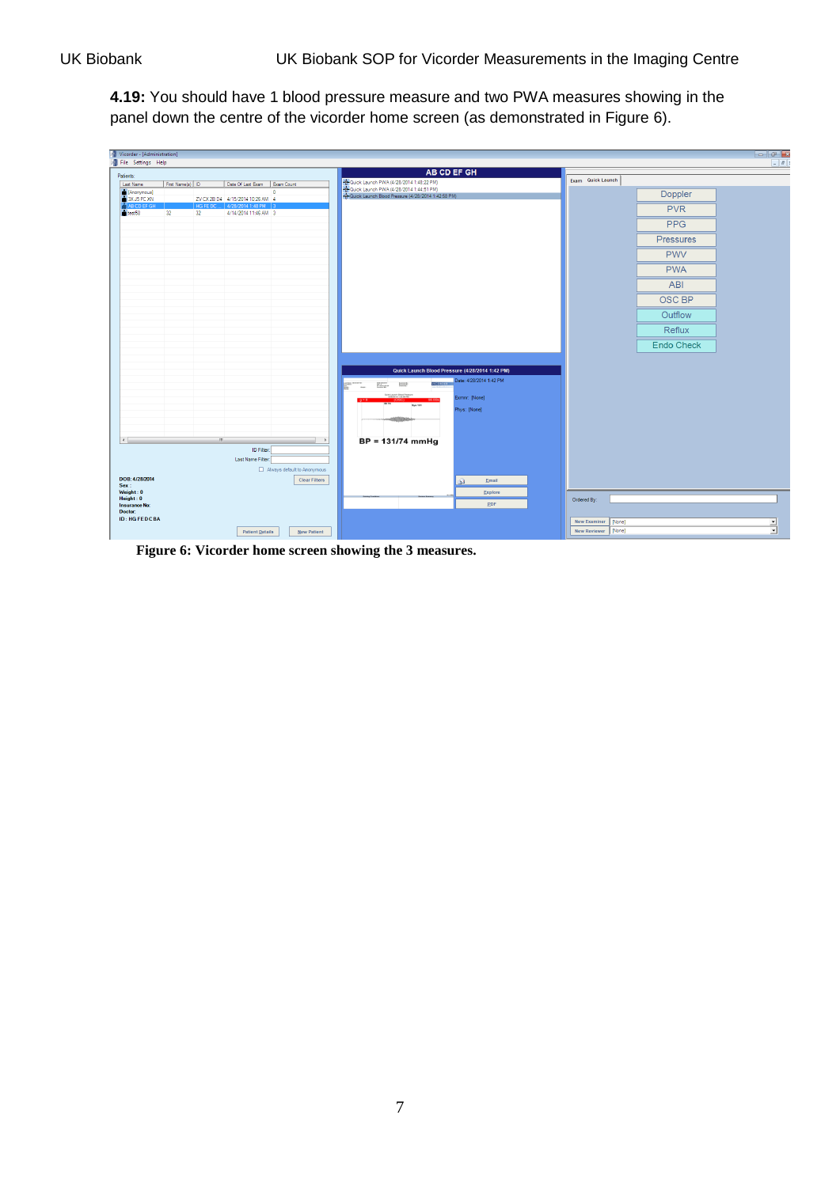**4.19:** You should have 1 blood pressure measure and two PWA measures showing in the panel down the centre of the vicorder home screen (as demonstrated in Figure 6).

**Figure 6: Vicorder home screen showing the 3 measures.**